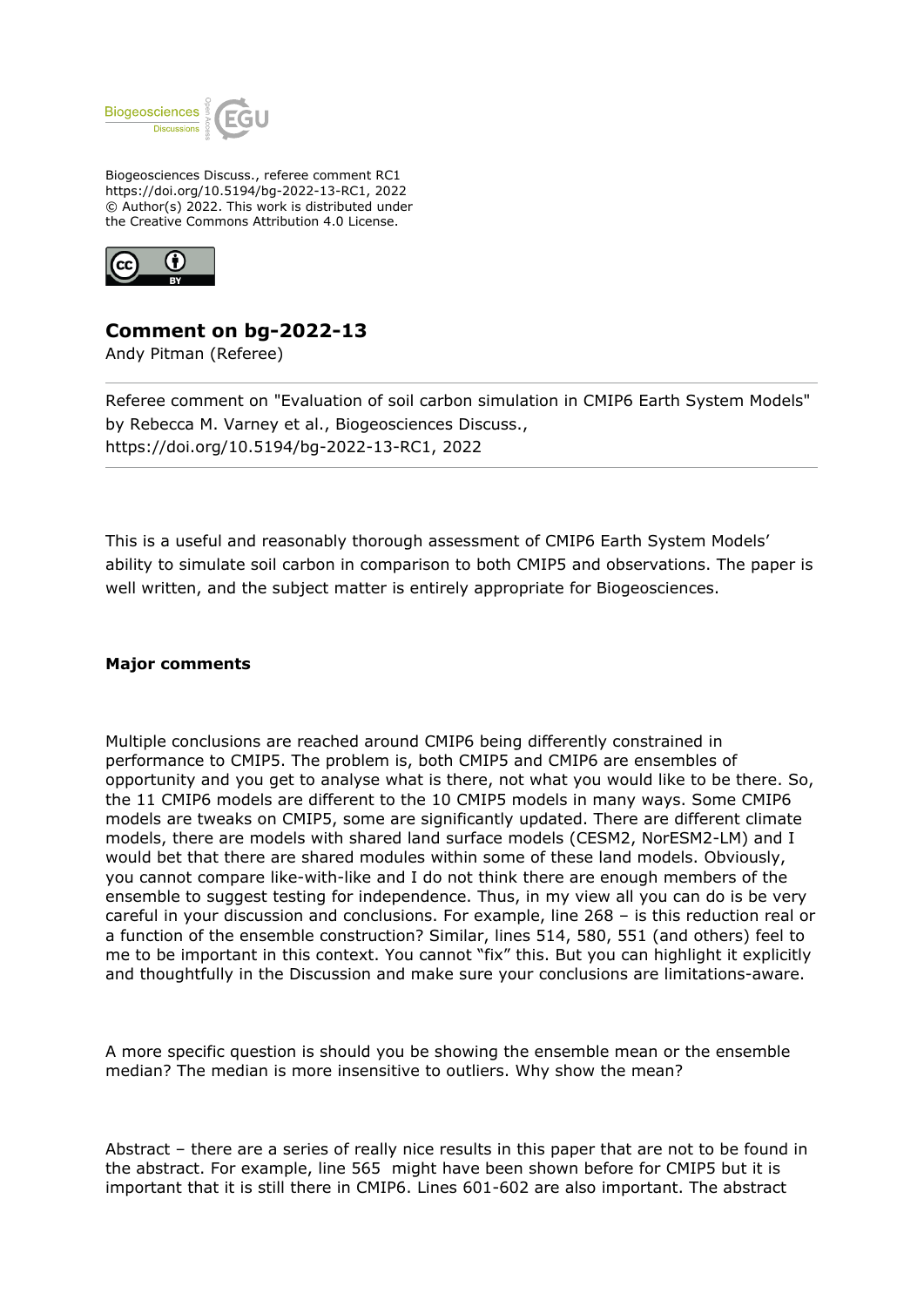Biogeosciences Discuss., referee comment RC1
https://doi.org/10.5194/bg-2022-13-RC1, 2022
© Author(s) 2022. This work is distributed under
the Creative Commons Attribution 4.0 License.

## Comment on bg-2022-13

Andy Pitman (Referee)

Referee comment on "Evaluation of soil carbon simulation in CMIP6 Earth System Models" by Rebecca M. Varney et al., Biogeosciences Discuss., https://doi.org/10.5194/bg-2022-13-RC1, 2022

This is a useful and reasonably thorough assessment of CMIP6 Earth System Models' ability to simulate soil carbon in comparison to both CMIP5 and observations. The paper is well written, and the subject matter is entirely appropriate for Biogeosciences.

**Major comments**

Multiple conclusions are reached around CMIP6 being differently constrained in performance to CMIP5. The problem is, both CMIP5 and CMIP6 are ensembles of opportunity and you get to analyse what is there, not what you would like to be there. So, the 11 CMIP6 models are different to the 10 CMIP5 models in many ways. Some CMIP6 models are tweaks on CMIP5, some are significantly updated. There are different climate models, there are models with shared land surface models (CESM2, NorESM2-LM) and I would bet that there are shared modules within some of these land models. Obviously, you cannot compare like-with-like and I do not think there are enough members of the ensemble to suggest testing for independence. Thus, in my view all you can do is be very careful in your discussion and conclusions. For example, line 268 – is this reduction real or a function of the ensemble construction? Similar, lines 514, 580, 551 (and others) feel to me to be important in this context. You cannot "fix" this. But you can highlight it explicitly and thoughtfully in the Discussion and make sure your conclusions are limitations-aware.

A more specific question is should you be showing the ensemble mean or the ensemble median? The median is more insensitive to outliers. Why show the mean?

Abstract – there are a series of really nice results in this paper that are not to be found in the abstract. For example, line 565 might have been shown before for CMIP5 but it is important that it is still there in CMIP6. Lines 601-602 are also important. The abstract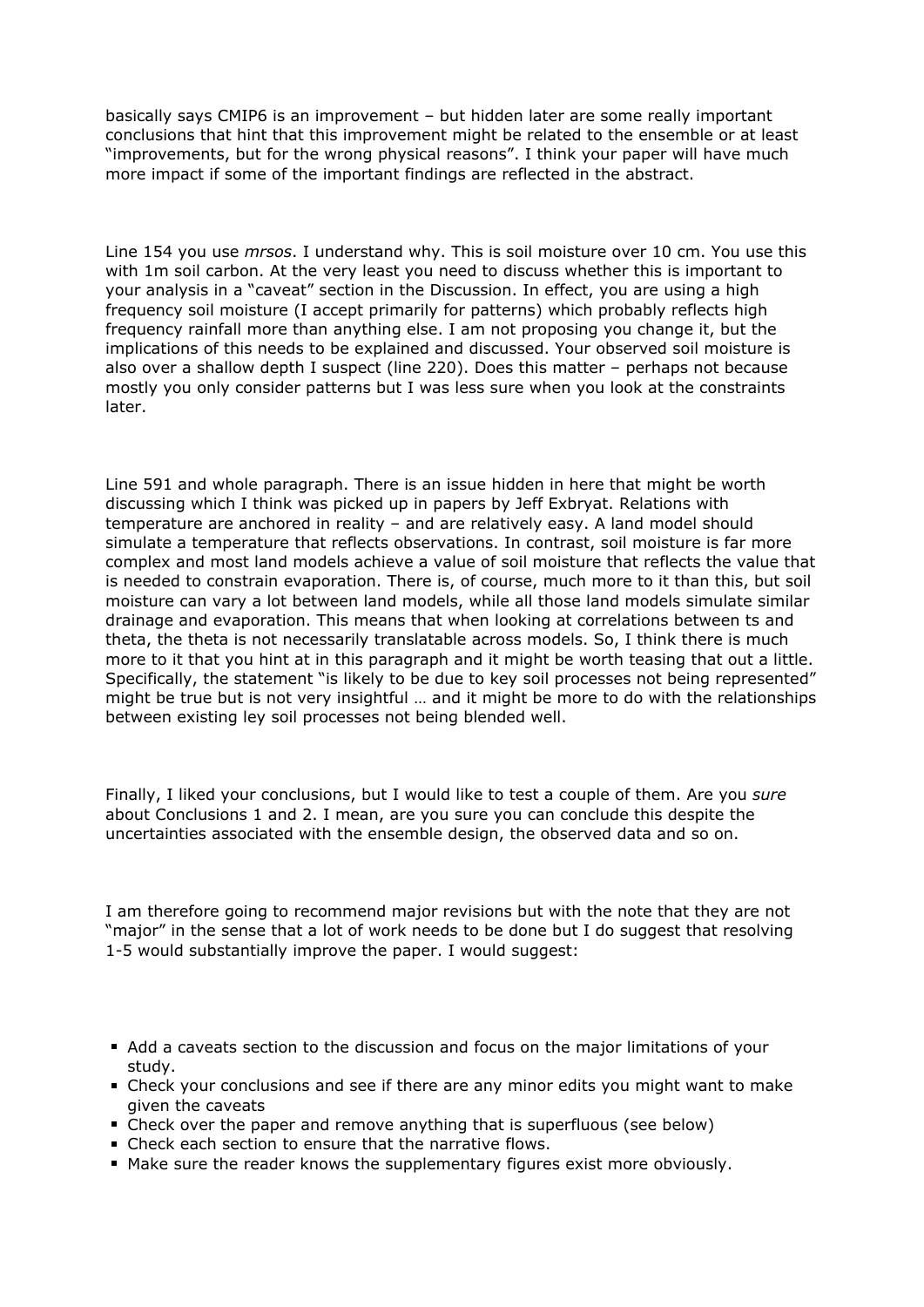basically says CMIP6 is an improvement – but hidden later are some really important conclusions that hint that this improvement might be related to the ensemble or at least "improvements, but for the wrong physical reasons". I think your paper will have much more impact if some of the important findings are reflected in the abstract.

Line 154 you use *mrsos*. I understand why. This is soil moisture over 10 cm. You use this with 1m soil carbon. At the very least you need to discuss whether this is important to your analysis in a "caveat" section in the Discussion. In effect, you are using a high frequency soil moisture (I accept primarily for patterns) which probably reflects high frequency rainfall more than anything else. I am not proposing you change it, but the implications of this needs to be explained and discussed. Your observed soil moisture is also over a shallow depth I suspect (line 220). Does this matter – perhaps not because mostly you only consider patterns but I was less sure when you look at the constraints later.

Line 591 and whole paragraph. There is an issue hidden in here that might be worth discussing which I think was picked up in papers by Jeff Exbryat. Relations with temperature are anchored in reality – and are relatively easy. A land model should simulate a temperature that reflects observations. In contrast, soil moisture is far more complex and most land models achieve a value of soil moisture that reflects the value that is needed to constrain evaporation. There is, of course, much more to it than this, but soil moisture can vary a lot between land models, while all those land models simulate similar drainage and evaporation. This means that when looking at correlations between ts and theta, the theta is not necessarily translatable across models. So, I think there is much more to it that you hint at in this paragraph and it might be worth teasing that out a little. Specifically, the statement "is likely to be due to key soil processes not being represented" might be true but is not very insightful … and it might be more to do with the relationships between existing ley soil processes not being blended well.

Finally, I liked your conclusions, but I would like to test a couple of them. Are you *sure* about Conclusions 1 and 2. I mean, are you sure you can conclude this despite the uncertainties associated with the ensemble design, the observed data and so on.

I am therefore going to recommend major revisions but with the note that they are not "major" in the sense that a lot of work needs to be done but I do suggest that resolving 1-5 would substantially improve the paper. I would suggest:

- Add a caveats section to the discussion and focus on the major limitations of your study.
- Check your conclusions and see if there are any minor edits you might want to make given the caveats
- Check over the paper and remove anything that is superfluous (see below)
- Check each section to ensure that the narrative flows.
- Make sure the reader knows the supplementary figures exist more obviously.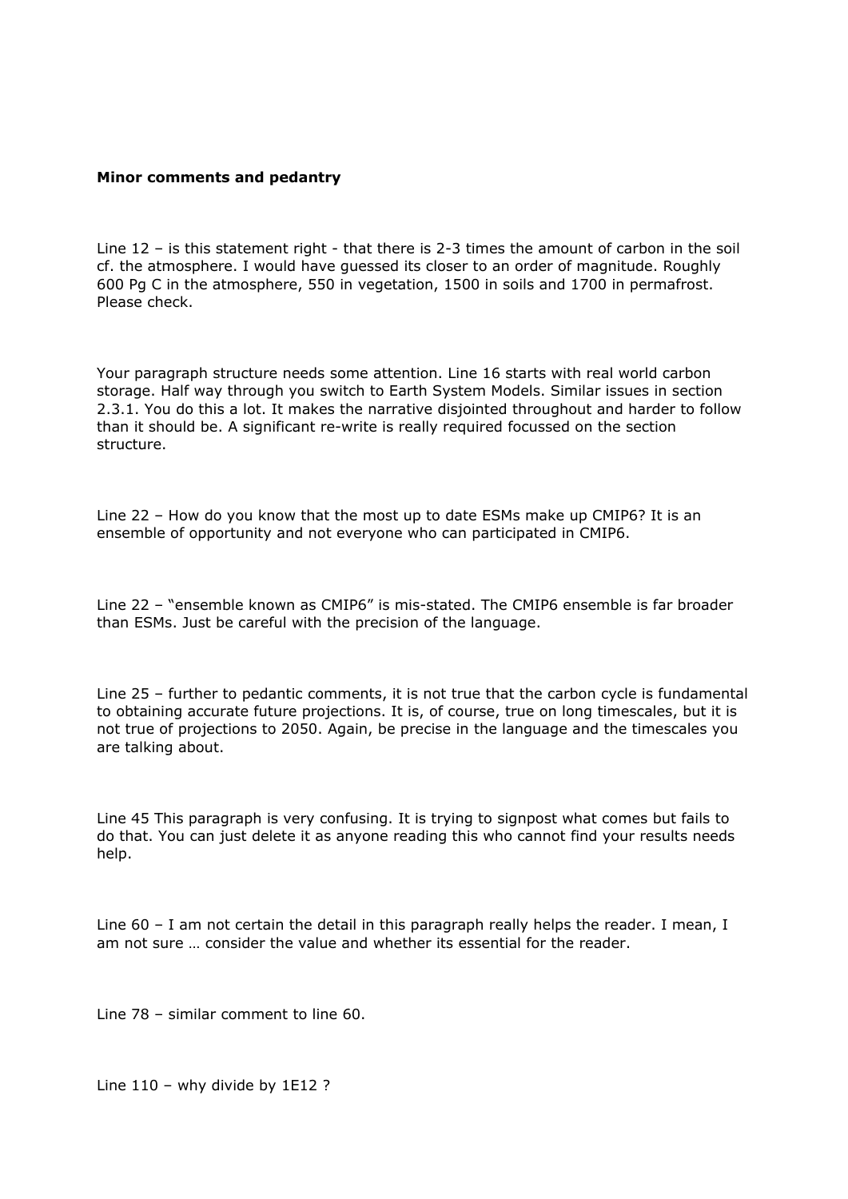**Minor comments and pedantry**

Line 12 – is this statement right - that there is 2-3 times the amount of carbon in the soil cf. the atmosphere. I would have guessed its closer to an order of magnitude. Roughly 600 Pg C in the atmosphere, 550 in vegetation, 1500 in soils and 1700 in permafrost. Please check.

Your paragraph structure needs some attention. Line 16 starts with real world carbon storage. Half way through you switch to Earth System Models. Similar issues in section 2.3.1. You do this a lot. It makes the narrative disjointed throughout and harder to follow than it should be. A significant re-write is really required focussed on the section structure.

Line 22 – How do you know that the most up to date ESMs make up CMIP6? It is an ensemble of opportunity and not everyone who can participated in CMIP6.

Line 22 – "ensemble known as CMIP6" is mis-stated. The CMIP6 ensemble is far broader than ESMs. Just be careful with the precision of the language.

Line 25 – further to pedantic comments, it is not true that the carbon cycle is fundamental to obtaining accurate future projections. It is, of course, true on long timescales, but it is not true of projections to 2050. Again, be precise in the language and the timescales you are talking about.

Line 45 This paragraph is very confusing. It is trying to signpost what comes but fails to do that. You can just delete it as anyone reading this who cannot find your results needs help.

Line 60 – I am not certain the detail in this paragraph really helps the reader. I mean, I am not sure … consider the value and whether its essential for the reader.

Line 78 – similar comment to line 60.

Line 110 – why divide by 1E12 ?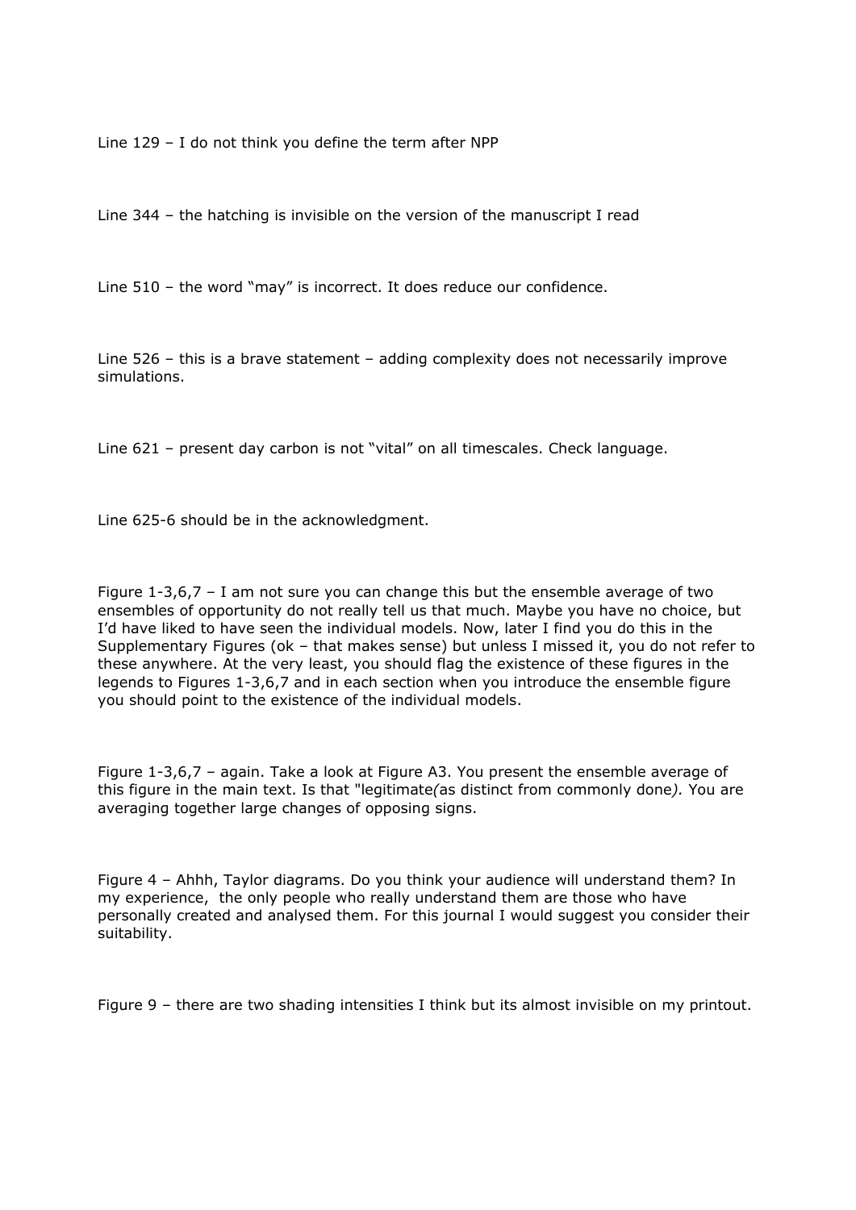Line 129 – I do not think you define the term after NPP

Line 344 – the hatching is invisible on the version of the manuscript I read

Line 510 – the word "may" is incorrect. It does reduce our confidence.

Line 526 – this is a brave statement – adding complexity does not necessarily improve simulations.

Line 621 – present day carbon is not "vital" on all timescales. Check language.

Line 625-6 should be in the acknowledgment.

Figure 1-3,6,7 – I am not sure you can change this but the ensemble average of two ensembles of opportunity do not really tell us that much. Maybe you have no choice, but I'd have liked to have seen the individual models. Now, later I find you do this in the Supplementary Figures (ok – that makes sense) but unless I missed it, you do not refer to these anywhere. At the very least, you should flag the existence of these figures in the legends to Figures 1-3,6,7 and in each section when you introduce the ensemble figure you should point to the existence of the individual models.

Figure 1-3,6,7 – again. Take a look at Figure A3. You present the ensemble average of this figure in the main text. Is that "legitimate*(*as distinct from commonly done*).* You are averaging together large changes of opposing signs.

Figure 4 – Ahhh, Taylor diagrams. Do you think your audience will understand them? In my experience, the only people who really understand them are those who have personally created and analysed them. For this journal I would suggest you consider their suitability.

Figure 9 – there are two shading intensities I think but its almost invisible on my printout.